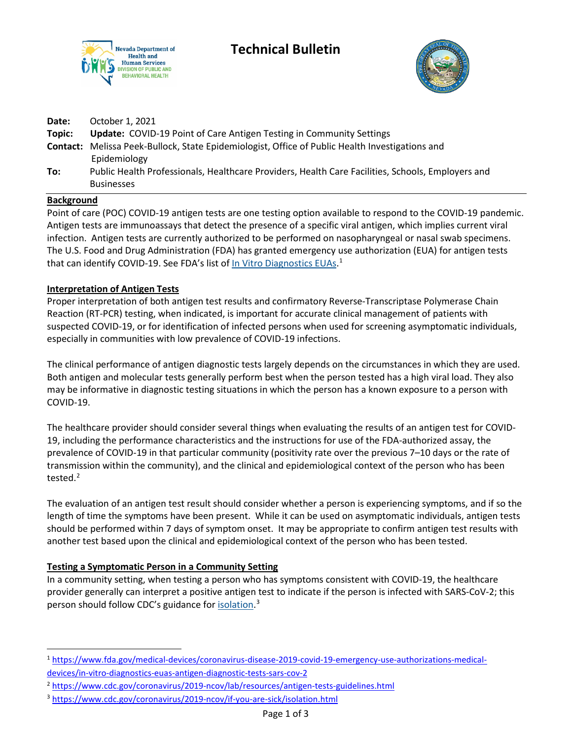# Technical Bulletin

**Date:** October 1, 2021

**Topic:** **Update:** COVID-19 Point of Care Antigen Testing in Community Settings

**Contact:** Melissa Peek-Bullock, State Epidemiologist, Office of Public Health Investigations and Epidemiology

**To:** Public Health Professionals, Healthcare Providers, Health Care Facilities, Schools, Employers and Businesses

## Background

Point of care (POC) COVID-19 antigen tests are one testing option available to respond to the COVID-19 pandemic. Antigen tests are immunoassays that detect the presence of a specific viral antigen, which implies current viral infection. Antigen tests are currently authorized to be performed on nasopharyngeal or nasal swab specimens. The U.S. Food and Drug Administration (FDA) has granted emergency use authorization (EUA) for antigen tests that can identify COVID-19. See FDA's list of In Vitro Diagnostics EUAs.[1]

## Interpretation of Antigen Tests

Proper interpretation of both antigen test results and confirmatory Reverse-Transcriptase Polymerase Chain Reaction (RT-PCR) testing, when indicated, is important for accurate clinical management of patients with suspected COVID-19, or for identification of infected persons when used for screening asymptomatic individuals, especially in communities with low prevalence of COVID-19 infections.

The clinical performance of antigen diagnostic tests largely depends on the circumstances in which they are used. Both antigen and molecular tests generally perform best when the person tested has a high viral load. They also may be informative in diagnostic testing situations in which the person has a known exposure to a person with COVID-19.

The healthcare provider should consider several things when evaluating the results of an antigen test for COVID-19, including the performance characteristics and the instructions for use of the FDA-authorized assay, the prevalence of COVID-19 in that particular community (positivity rate over the previous 7–10 days or the rate of transmission within the community), and the clinical and epidemiological context of the person who has been tested.[2]

The evaluation of an antigen test result should consider whether a person is experiencing symptoms, and if so the length of time the symptoms have been present. While it can be used on asymptomatic individuals, antigen tests should be performed within 7 days of symptom onset. It may be appropriate to confirm antigen test results with another test based upon the clinical and epidemiological context of the person who has been tested.

## Testing a Symptomatic Person in a Community Setting

In a community setting, when testing a person who has symptoms consistent with COVID-19, the healthcare provider generally can interpret a positive antigen test to indicate if the person is infected with SARS-CoV-2; this person should follow CDC's guidance for isolation.[3]

---

[1] https://www.fda.gov/medical-devices/coronavirus-disease-2019-covid-19-emergency-use-authorizations-medical-devices/in-vitro-diagnostics-euas-antigen-diagnostic-tests-sars-cov-2

[2] https://www.cdc.gov/coronavirus/2019-ncov/lab/resources/antigen-tests-guidelines.html

[3] https://www.cdc.gov/coronavirus/2019-ncov/if-you-are-sick/isolation.html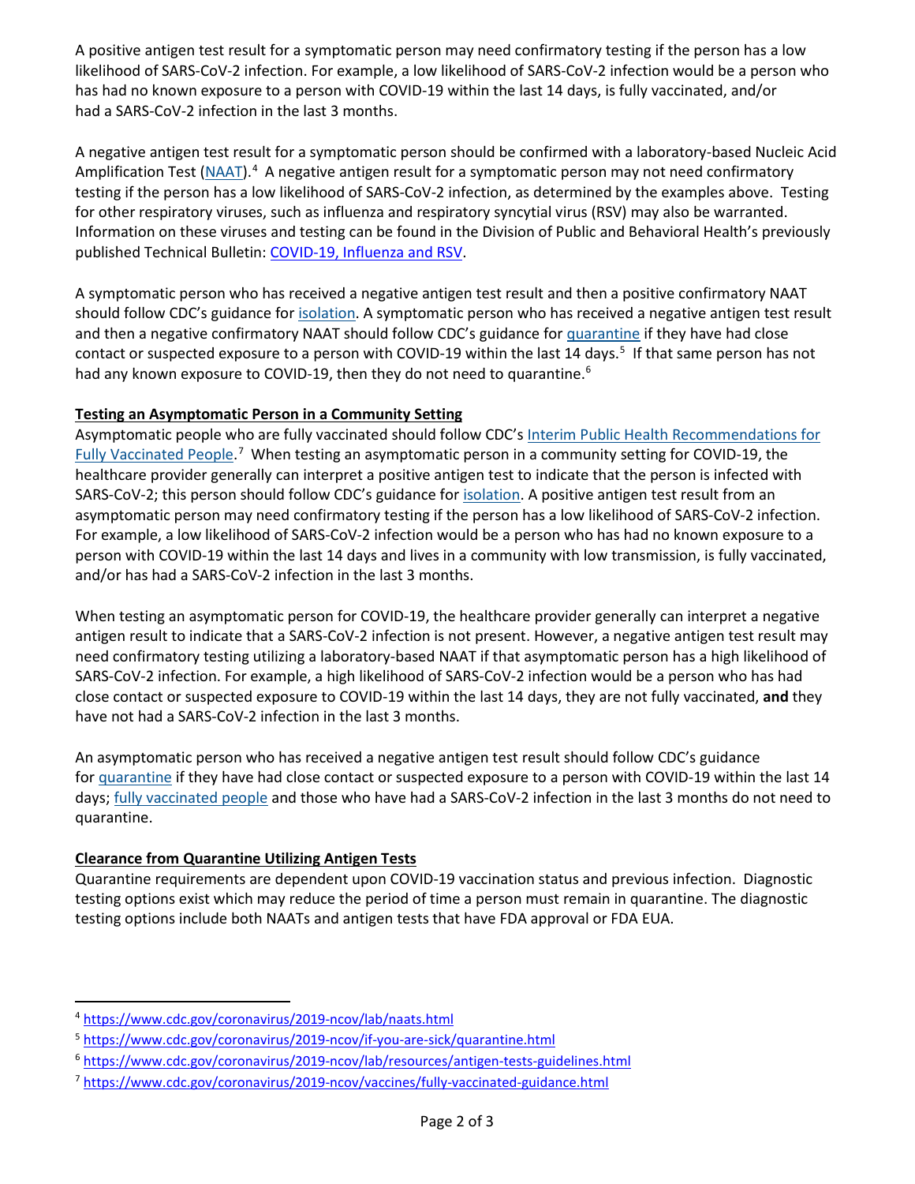A positive antigen test result for a symptomatic person may need confirmatory testing if the person has a low likelihood of SARS-CoV-2 infection. For example, a low likelihood of SARS-CoV-2 infection would be a person who has had no known exposure to a person with COVID-19 within the last 14 days, is fully vaccinated, and/or had a SARS-CoV-2 infection in the last 3 months.

A negative antigen test result for a symptomatic person should be confirmed with a laboratory-based Nucleic Acid Amplification Test (NAAT).[4] A negative antigen result for a symptomatic person may not need confirmatory testing if the person has a low likelihood of SARS-CoV-2 infection, as determined by the examples above. Testing for other respiratory viruses, such as influenza and respiratory syncytial virus (RSV) may also be warranted. Information on these viruses and testing can be found in the Division of Public and Behavioral Health's previously published Technical Bulletin: COVID-19, Influenza and RSV.

A symptomatic person who has received a negative antigen test result and then a positive confirmatory NAAT should follow CDC's guidance for isolation. A symptomatic person who has received a negative antigen test result and then a negative confirmatory NAAT should follow CDC's guidance for quarantine if they have had close contact or suspected exposure to a person with COVID-19 within the last 14 days.[5] If that same person has not had any known exposure to COVID-19, then they do not need to quarantine.[6]

**Testing an Asymptomatic Person in a Community Setting**

Asymptomatic people who are fully vaccinated should follow CDC's Interim Public Health Recommendations for Fully Vaccinated People.[7] When testing an asymptomatic person in a community setting for COVID-19, the healthcare provider generally can interpret a positive antigen test to indicate that the person is infected with SARS-CoV-2; this person should follow CDC's guidance for isolation. A positive antigen test result from an asymptomatic person may need confirmatory testing if the person has a low likelihood of SARS-CoV-2 infection. For example, a low likelihood of SARS-CoV-2 infection would be a person who has had no known exposure to a person with COVID-19 within the last 14 days and lives in a community with low transmission, is fully vaccinated, and/or has had a SARS-CoV-2 infection in the last 3 months.

When testing an asymptomatic person for COVID-19, the healthcare provider generally can interpret a negative antigen result to indicate that a SARS-CoV-2 infection is not present. However, a negative antigen test result may need confirmatory testing utilizing a laboratory-based NAAT if that asymptomatic person has a high likelihood of SARS-CoV-2 infection. For example, a high likelihood of SARS-CoV-2 infection would be a person who has had close contact or suspected exposure to COVID-19 within the last 14 days, they are not fully vaccinated, **and** they have not had a SARS-CoV-2 infection in the last 3 months.

An asymptomatic person who has received a negative antigen test result should follow CDC's guidance for quarantine if they have had close contact or suspected exposure to a person with COVID-19 within the last 14 days; fully vaccinated people and those who have had a SARS-CoV-2 infection in the last 3 months do not need to quarantine.

**Clearance from Quarantine Utilizing Antigen Tests**

Quarantine requirements are dependent upon COVID-19 vaccination status and previous infection. Diagnostic testing options exist which may reduce the period of time a person must remain in quarantine. The diagnostic testing options include both NAATs and antigen tests that have FDA approval or FDA EUA.

---

[4] https://www.cdc.gov/coronavirus/2019-ncov/lab/naats.html

[5] https://www.cdc.gov/coronavirus/2019-ncov/if-you-are-sick/quarantine.html

[6] https://www.cdc.gov/coronavirus/2019-ncov/lab/resources/antigen-tests-guidelines.html

[7] https://www.cdc.gov/coronavirus/2019-ncov/vaccines/fully-vaccinated-guidance.html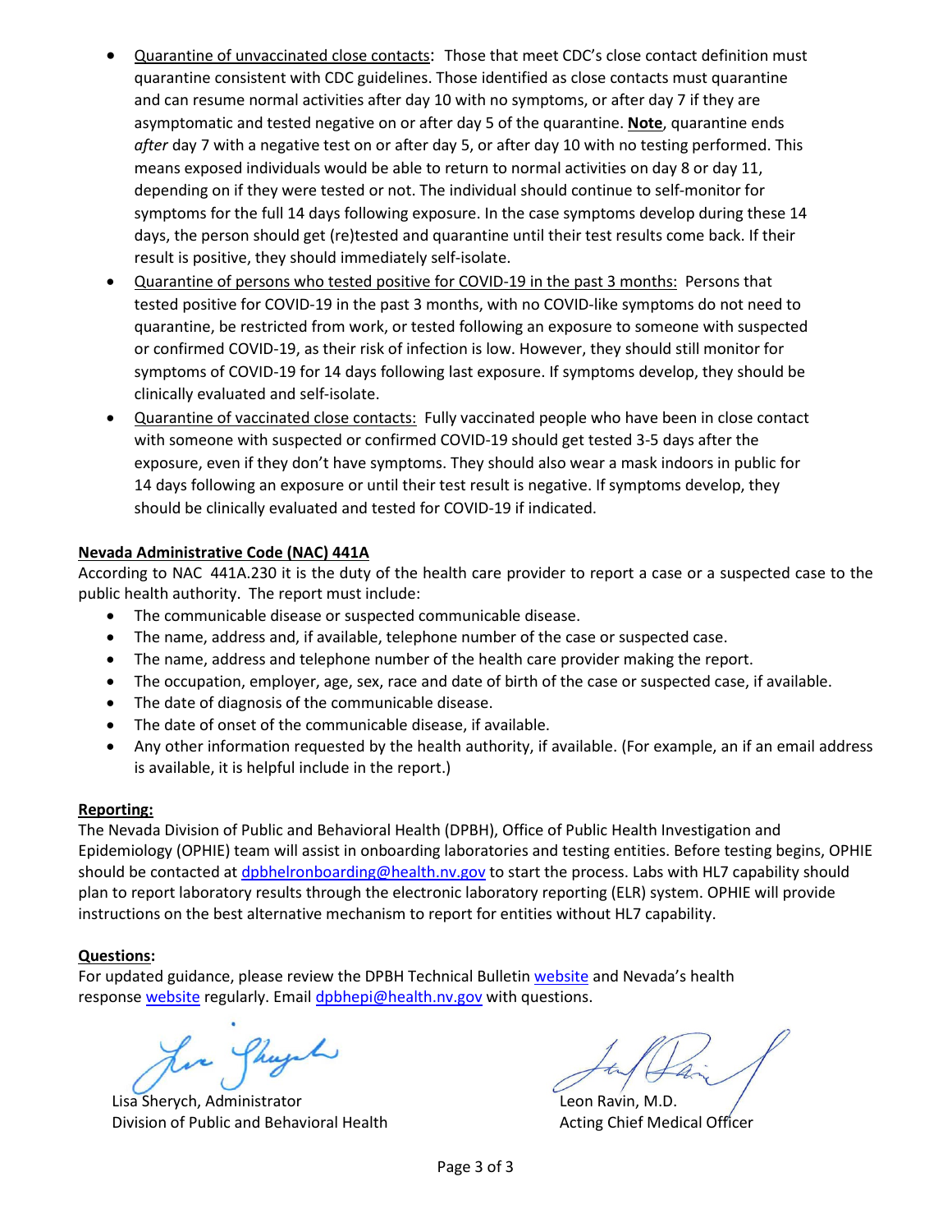- Quarantine of unvaccinated close contacts: Those that meet CDC's close contact definition must quarantine consistent with CDC guidelines. Those identified as close contacts must quarantine and can resume normal activities after day 10 with no symptoms, or after day 7 if they are asymptomatic and tested negative on or after day 5 of the quarantine. **Note**, quarantine ends *after* day 7 with a negative test on or after day 5, or after day 10 with no testing performed. This means exposed individuals would be able to return to normal activities on day 8 or day 11, depending on if they were tested or not. The individual should continue to self-monitor for symptoms for the full 14 days following exposure. In the case symptoms develop during these 14 days, the person should get (re)tested and quarantine until their test results come back. If their result is positive, they should immediately self-isolate.
- Quarantine of persons who tested positive for COVID-19 in the past 3 months: Persons that tested positive for COVID-19 in the past 3 months, with no COVID-like symptoms do not need to quarantine, be restricted from work, or tested following an exposure to someone with suspected or confirmed COVID-19, as their risk of infection is low. However, they should still monitor for symptoms of COVID-19 for 14 days following last exposure. If symptoms develop, they should be clinically evaluated and self-isolate.
- Quarantine of vaccinated close contacts: Fully vaccinated people who have been in close contact with someone with suspected or confirmed COVID-19 should get tested 3-5 days after the exposure, even if they don't have symptoms. They should also wear a mask indoors in public for 14 days following an exposure or until their test result is negative. If symptoms develop, they should be clinically evaluated and tested for COVID-19 if indicated.

**Nevada Administrative Code (NAC) 441A**

According to NAC 441A.230 it is the duty of the health care provider to report a case or a suspected case to the public health authority. The report must include:

- The communicable disease or suspected communicable disease.
- The name, address and, if available, telephone number of the case or suspected case.
- The name, address and telephone number of the health care provider making the report.
- The occupation, employer, age, sex, race and date of birth of the case or suspected case, if available.
- The date of diagnosis of the communicable disease.
- The date of onset of the communicable disease, if available.
- Any other information requested by the health authority, if available. (For example, an if an email address is available, it is helpful include in the report.)

**Reporting:**

The Nevada Division of Public and Behavioral Health (DPBH), Office of Public Health Investigation and Epidemiology (OPHIE) team will assist in onboarding laboratories and testing entities. Before testing begins, OPHIE should be contacted at dpbhelronboarding@health.nv.gov to start the process. Labs with HL7 capability should plan to report laboratory results through the electronic laboratory reporting (ELR) system. OPHIE will provide instructions on the best alternative mechanism to report for entities without HL7 capability.

**Questions:**

For updated guidance, please review the DPBH Technical Bulletin website and Nevada's health response website regularly. Email dpbhepi@health.nv.gov with questions.

Lisa Sherych, Administrator
Division of Public and Behavioral Health

Leon Ravin, M.D.
Acting Chief Medical Officer